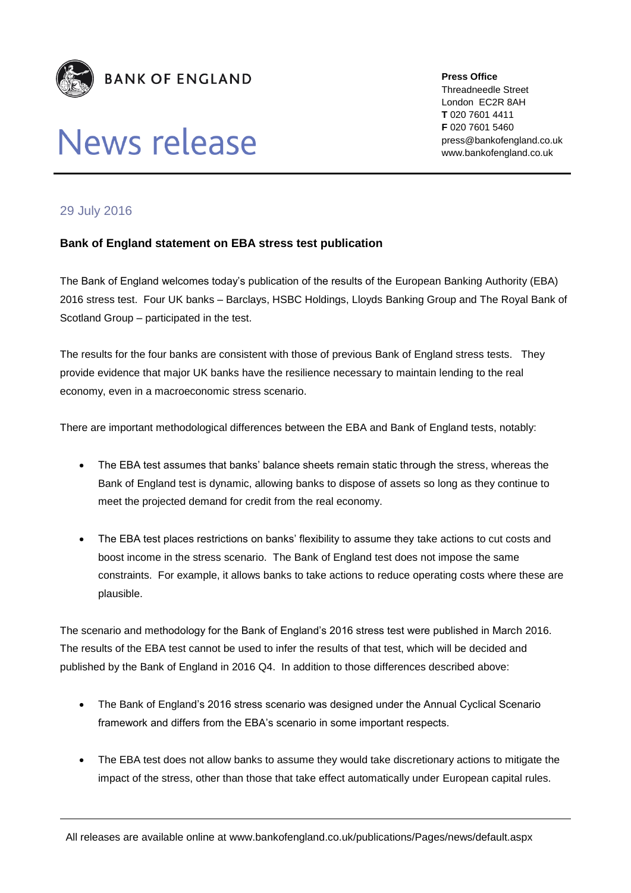**BANK OF ENGLAND**

# News release

**Press Office**
Threadneedle Street
London EC2R 8AH
**T** 020 7601 4411
**F** 020 7601 5460
press@bankofengland.co.uk
www.bankofengland.co.uk

29 July 2016

## Bank of England statement on EBA stress test publication

The Bank of England welcomes today's publication of the results of the European Banking Authority (EBA) 2016 stress test. Four UK banks – Barclays, HSBC Holdings, Lloyds Banking Group and The Royal Bank of Scotland Group – participated in the test.

The results for the four banks are consistent with those of previous Bank of England stress tests. They provide evidence that major UK banks have the resilience necessary to maintain lending to the real economy, even in a macroeconomic stress scenario.

There are important methodological differences between the EBA and Bank of England tests, notably:

- The EBA test assumes that banks' balance sheets remain static through the stress, whereas the Bank of England test is dynamic, allowing banks to dispose of assets so long as they continue to meet the projected demand for credit from the real economy.
- The EBA test places restrictions on banks' flexibility to assume they take actions to cut costs and boost income in the stress scenario. The Bank of England test does not impose the same constraints. For example, it allows banks to take actions to reduce operating costs where these are plausible.

The scenario and methodology for the Bank of England's 2016 stress test were published in March 2016. The results of the EBA test cannot be used to infer the results of that test, which will be decided and published by the Bank of England in 2016 Q4. In addition to those differences described above:

- The Bank of England's 2016 stress scenario was designed under the Annual Cyclical Scenario framework and differs from the EBA's scenario in some important respects.
- The EBA test does not allow banks to assume they would take discretionary actions to mitigate the impact of the stress, other than those that take effect automatically under European capital rules.

All releases are available online at www.bankofengland.co.uk/publications/Pages/news/default.aspx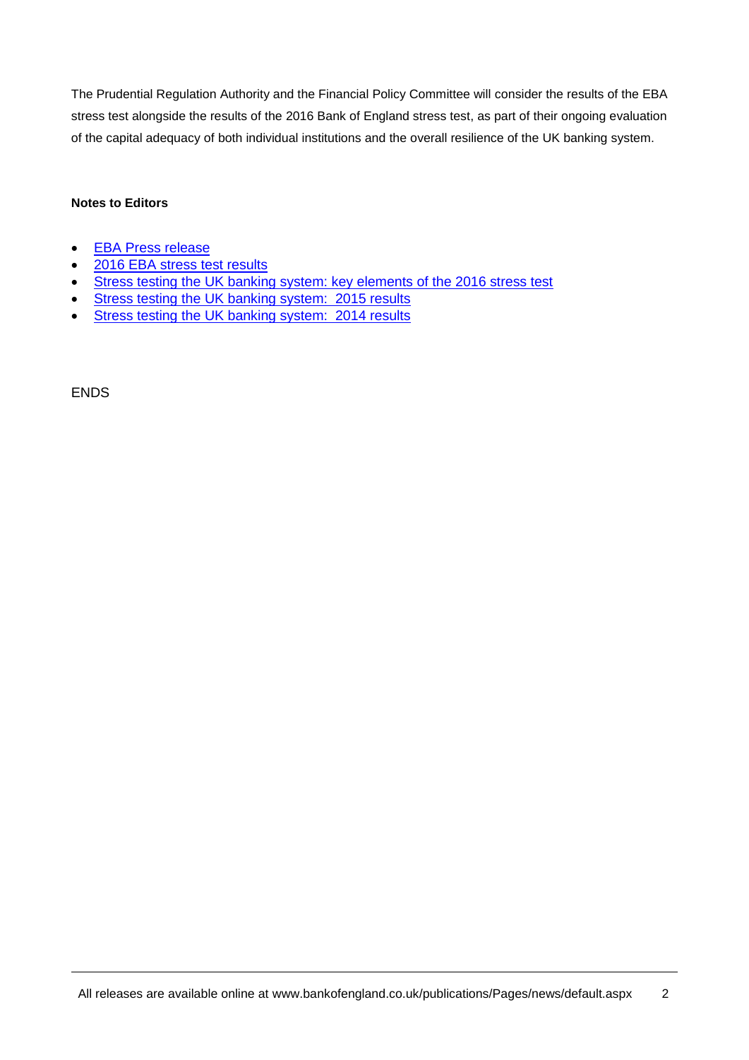The Prudential Regulation Authority and the Financial Policy Committee will consider the results of the EBA stress test alongside the results of the 2016 Bank of England stress test, as part of their ongoing evaluation of the capital adequacy of both individual institutions and the overall resilience of the UK banking system.

**Notes to Editors**

- EBA Press release
- 2016 EBA stress test results
- Stress testing the UK banking system: key elements of the 2016 stress test
- Stress testing the UK banking system: 2015 results
- Stress testing the UK banking system: 2014 results

ENDS